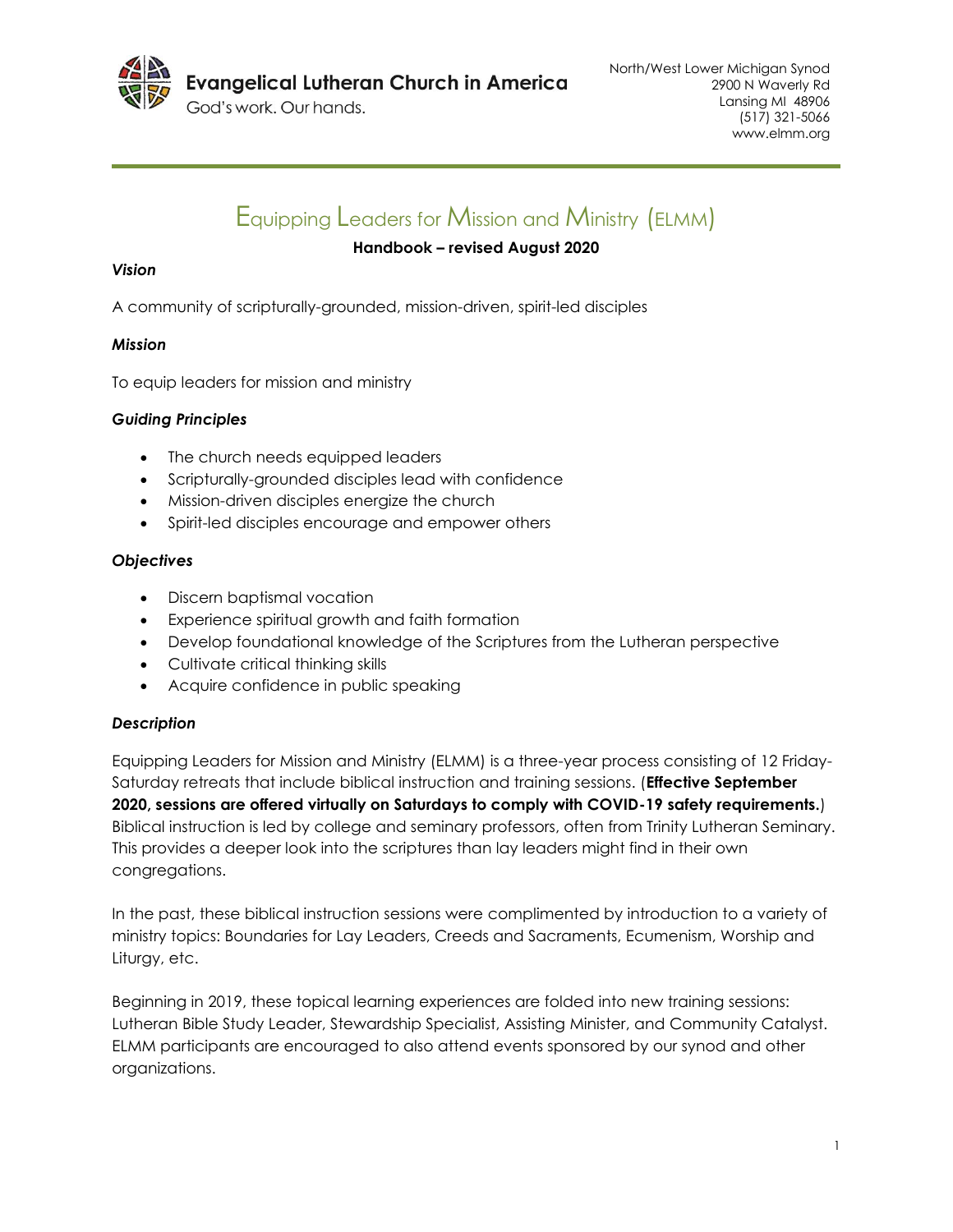**Evangelical Lutheran Church in America**
God's work. Our hands.

North/West Lower Michigan Synod
2900 N Waverly Rd
Lansing MI 48906
(517) 321-5066
www.elmm.org

# Equipping Leaders for Mission and Ministry (ELMM)

**Handbook – revised August 2020**

### *Vision*

A community of scripturally-grounded, mission-driven, spirit-led disciples

### *Mission*

To equip leaders for mission and ministry

### *Guiding Principles*

- The church needs equipped leaders
- Scripturally-grounded disciples lead with confidence
- Mission-driven disciples energize the church
- Spirit-led disciples encourage and empower others

### *Objectives*

- Discern baptismal vocation
- Experience spiritual growth and faith formation
- Develop foundational knowledge of the Scriptures from the Lutheran perspective
- Cultivate critical thinking skills
- Acquire confidence in public speaking

### *Description*

Equipping Leaders for Mission and Ministry (ELMM) is a three-year process consisting of 12 Friday-Saturday retreats that include biblical instruction and training sessions. (**Effective September 2020, sessions are offered virtually on Saturdays to comply with COVID-19 safety requirements.**) Biblical instruction is led by college and seminary professors, often from Trinity Lutheran Seminary. This provides a deeper look into the scriptures than lay leaders might find in their own congregations.

In the past, these biblical instruction sessions were complimented by introduction to a variety of ministry topics: Boundaries for Lay Leaders, Creeds and Sacraments, Ecumenism, Worship and Liturgy, etc.

Beginning in 2019, these topical learning experiences are folded into new training sessions: Lutheran Bible Study Leader, Stewardship Specialist, Assisting Minister, and Community Catalyst. ELMM participants are encouraged to also attend events sponsored by our synod and other organizations.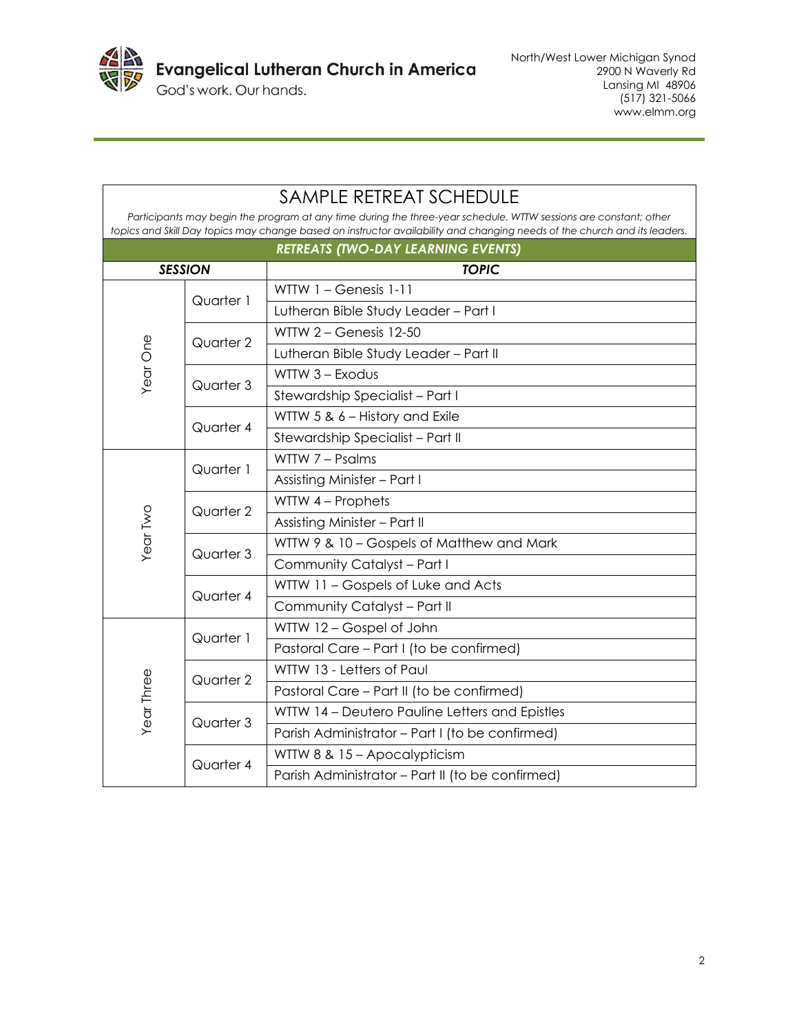# SAMPLE RETREAT SCHEDULE

*Participants may begin the program at any time during the three-year schedule. WTTW sessions are constant; other topics and Skill Day topics may change based on instructor availability and changing needs of the church and its leaders.*

| ***RETREATS (TWO-DAY LEARNING EVENTS)*** | | |
|---|---|---|
| ***SESSION*** | | ***TOPIC*** |
| Year One | Quarter 1 | WTTW 1 – Genesis 1-11 |
| | | Lutheran Bible Study Leader – Part I |
| | Quarter 2 | WTTW 2 – Genesis 12-50 |
| | | Lutheran Bible Study Leader – Part II |
| | Quarter 3 | WTTW 3 – Exodus |
| | | Stewardship Specialist – Part I |
| | Quarter 4 | WTTW 5 & 6 – History and Exile |
| | | Stewardship Specialist – Part II |
| Year Two | Quarter 1 | WTTW 7 – Psalms |
| | | Assisting Minister – Part I |
| | Quarter 2 | WTTW 4 – Prophets |
| | | Assisting Minister – Part II |
| | Quarter 3 | WTTW 9 & 10 – Gospels of Matthew and Mark |
| | | Community Catalyst – Part I |
| | Quarter 4 | WTTW 11 – Gospels of Luke and Acts |
| | | Community Catalyst – Part II |
| Year Three | Quarter 1 | WTTW 12 – Gospel of John |
| | | Pastoral Care – Part I (to be confirmed) |
| | Quarter 2 | WTTW 13 - Letters of Paul |
| | | Pastoral Care – Part II (to be confirmed) |
| | Quarter 3 | WTTW 14 – Deutero Pauline Letters and Epistles |
| | | Parish Administrator – Part I (to be confirmed) |
| | Quarter 4 | WTTW 8 & 15 – Apocalypticism |
| | | Parish Administrator – Part II (to be confirmed) |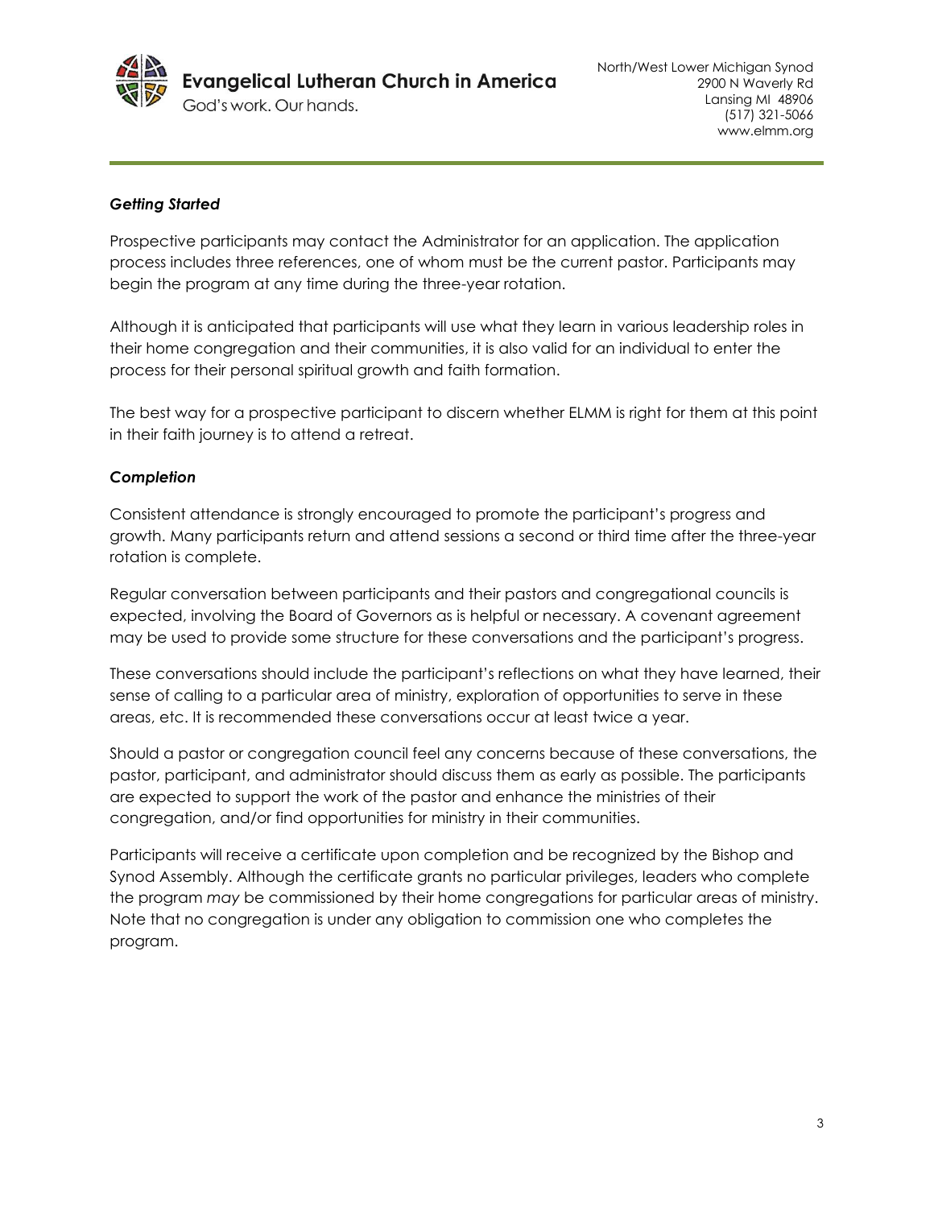### *Getting Started*

Prospective participants may contact the Administrator for an application. The application process includes three references, one of whom must be the current pastor. Participants may begin the program at any time during the three-year rotation.

Although it is anticipated that participants will use what they learn in various leadership roles in their home congregation and their communities, it is also valid for an individual to enter the process for their personal spiritual growth and faith formation.

The best way for a prospective participant to discern whether ELMM is right for them at this point in their faith journey is to attend a retreat.

### *Completion*

Consistent attendance is strongly encouraged to promote the participant's progress and growth. Many participants return and attend sessions a second or third time after the three-year rotation is complete.

Regular conversation between participants and their pastors and congregational councils is expected, involving the Board of Governors as is helpful or necessary. A covenant agreement may be used to provide some structure for these conversations and the participant's progress.

These conversations should include the participant's reflections on what they have learned, their sense of calling to a particular area of ministry, exploration of opportunities to serve in these areas, etc. It is recommended these conversations occur at least twice a year.

Should a pastor or congregation council feel any concerns because of these conversations, the pastor, participant, and administrator should discuss them as early as possible. The participants are expected to support the work of the pastor and enhance the ministries of their congregation, and/or find opportunities for ministry in their communities.

Participants will receive a certificate upon completion and be recognized by the Bishop and Synod Assembly. Although the certificate grants no particular privileges, leaders who complete the program *may* be commissioned by their home congregations for particular areas of ministry. Note that no congregation is under any obligation to commission one who completes the program.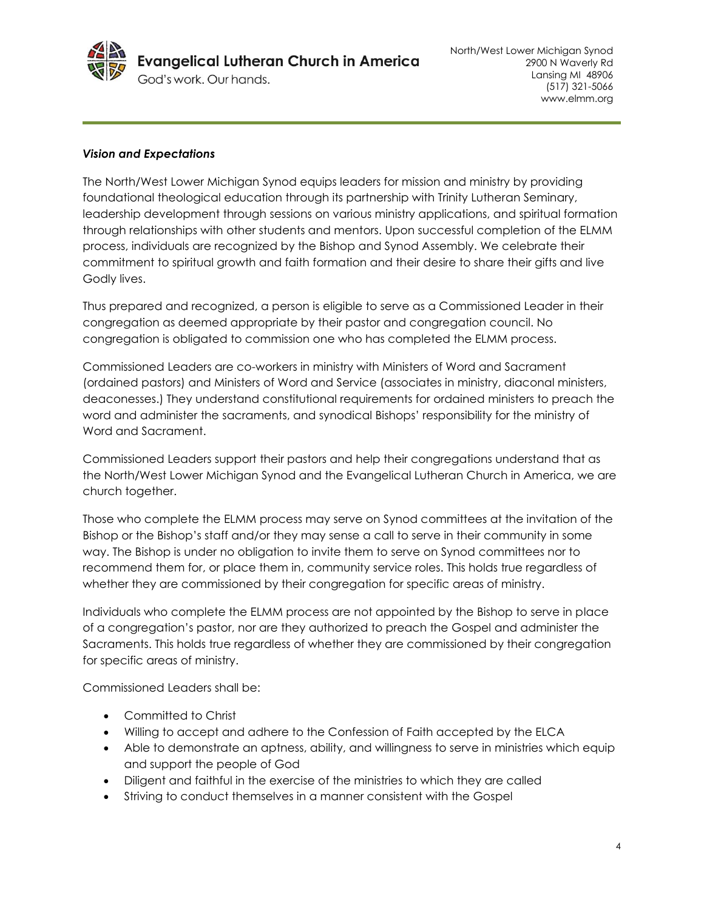***Vision and Expectations***

The North/West Lower Michigan Synod equips leaders for mission and ministry by providing foundational theological education through its partnership with Trinity Lutheran Seminary, leadership development through sessions on various ministry applications, and spiritual formation through relationships with other students and mentors. Upon successful completion of the ELMM process, individuals are recognized by the Bishop and Synod Assembly. We celebrate their commitment to spiritual growth and faith formation and their desire to share their gifts and live Godly lives.

Thus prepared and recognized, a person is eligible to serve as a Commissioned Leader in their congregation as deemed appropriate by their pastor and congregation council. No congregation is obligated to commission one who has completed the ELMM process.

Commissioned Leaders are co-workers in ministry with Ministers of Word and Sacrament (ordained pastors) and Ministers of Word and Service (associates in ministry, diaconal ministers, deaconesses.) They understand constitutional requirements for ordained ministers to preach the word and administer the sacraments, and synodical Bishops' responsibility for the ministry of Word and Sacrament.

Commissioned Leaders support their pastors and help their congregations understand that as the North/West Lower Michigan Synod and the Evangelical Lutheran Church in America, we are church together.

Those who complete the ELMM process may serve on Synod committees at the invitation of the Bishop or the Bishop's staff and/or they may sense a call to serve in their community in some way. The Bishop is under no obligation to invite them to serve on Synod committees nor to recommend them for, or place them in, community service roles. This holds true regardless of whether they are commissioned by their congregation for specific areas of ministry.

Individuals who complete the ELMM process are not appointed by the Bishop to serve in place of a congregation's pastor, nor are they authorized to preach the Gospel and administer the Sacraments. This holds true regardless of whether they are commissioned by their congregation for specific areas of ministry.

Commissioned Leaders shall be:

- Committed to Christ
- Willing to accept and adhere to the Confession of Faith accepted by the ELCA
- Able to demonstrate an aptness, ability, and willingness to serve in ministries which equip and support the people of God
- Diligent and faithful in the exercise of the ministries to which they are called
- Striving to conduct themselves in a manner consistent with the Gospel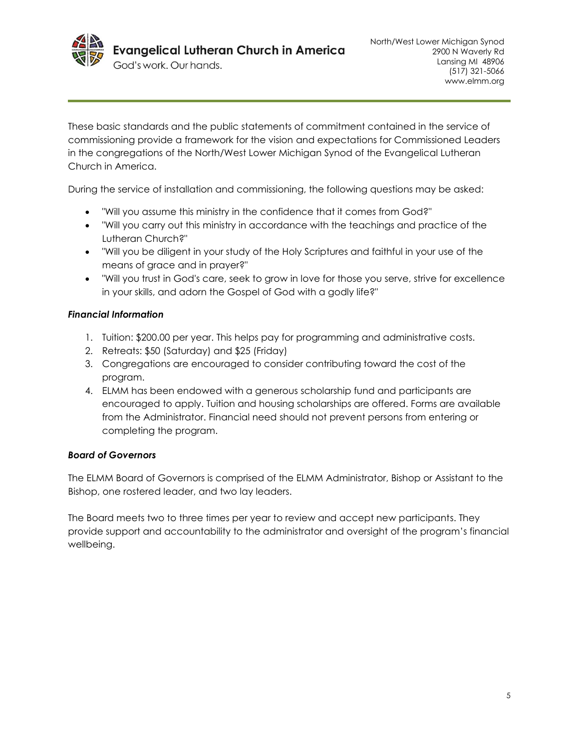These basic standards and the public statements of commitment contained in the service of commissioning provide a framework for the vision and expectations for Commissioned Leaders in the congregations of the North/West Lower Michigan Synod of the Evangelical Lutheran Church in America.

During the service of installation and commissioning, the following questions may be asked:

- "Will you assume this ministry in the confidence that it comes from God?"
- "Will you carry out this ministry in accordance with the teachings and practice of the Lutheran Church?"
- "Will you be diligent in your study of the Holy Scriptures and faithful in your use of the means of grace and in prayer?"
- "Will you trust in God's care, seek to grow in love for those you serve, strive for excellence in your skills, and adorn the Gospel of God with a godly life?"

***Financial Information***

1. Tuition: $200.00 per year. This helps pay for programming and administrative costs.
2. Retreats: $50 (Saturday) and $25 (Friday)
3. Congregations are encouraged to consider contributing toward the cost of the program.
4. ELMM has been endowed with a generous scholarship fund and participants are encouraged to apply. Tuition and housing scholarships are offered. Forms are available from the Administrator. Financial need should not prevent persons from entering or completing the program.

***Board of Governors***

The ELMM Board of Governors is comprised of the ELMM Administrator, Bishop or Assistant to the Bishop, one rostered leader, and two lay leaders.

The Board meets two to three times per year to review and accept new participants. They provide support and accountability to the administrator and oversight of the program's financial wellbeing.